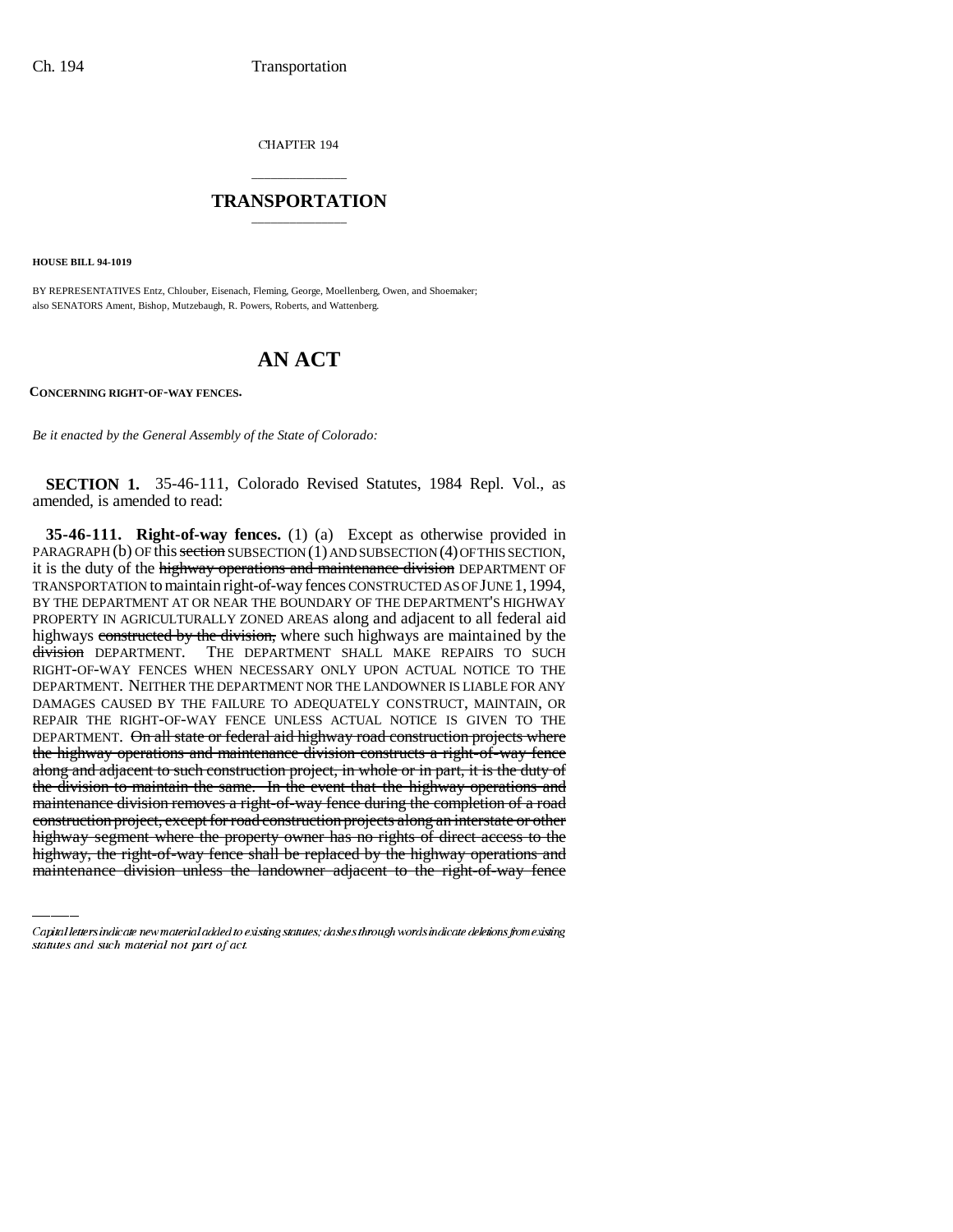CHAPTER 194

## TRANSPORTATION

**HOUSE BILL 94-1019**

BY REPRESENTATIVES Entz, Chlouber, Eisenach, Fleming, George, Moellenberg, Owen, and Shoemaker; also SENATORS Ament, Bishop, Mutzebaugh, R. Powers, Roberts, and Wattenberg.

# AN ACT

**CONCERNING RIGHT-OF-WAY FENCES.**

*Be it enacted by the General Assembly of the State of Colorado:*

**SECTION 1.** 35-46-111, Colorado Revised Statutes, 1984 Repl. Vol., as amended, is amended to read:

**35-46-111. Right-of-way fences.** (1) (a) Except as otherwise provided in PARAGRAPH (b) OF this ~~section~~ SUBSECTION (1) AND SUBSECTION (4) OF THIS SECTION, it is the duty of the ~~highway operations and maintenance division~~ DEPARTMENT OF TRANSPORTATION to maintain right-of-way fences CONSTRUCTED AS OF JUNE 1, 1994, BY THE DEPARTMENT AT OR NEAR THE BOUNDARY OF THE DEPARTMENT'S HIGHWAY PROPERTY IN AGRICULTURALLY ZONED AREAS along and adjacent to all federal aid highways ~~constructed by the division,~~ where such highways are maintained by the ~~division~~ DEPARTMENT. THE DEPARTMENT SHALL MAKE REPAIRS TO SUCH RIGHT-OF-WAY FENCES WHEN NECESSARY ONLY UPON ACTUAL NOTICE TO THE DEPARTMENT. NEITHER THE DEPARTMENT NOR THE LANDOWNER IS LIABLE FOR ANY DAMAGES CAUSED BY THE FAILURE TO ADEQUATELY CONSTRUCT, MAINTAIN, OR REPAIR THE RIGHT-OF-WAY FENCE UNLESS ACTUAL NOTICE IS GIVEN TO THE DEPARTMENT. ~~On all state or federal aid highway road construction projects where the highway operations and maintenance division constructs a right-of-way fence along and adjacent to such construction project, in whole or in part, it is the duty of the division to maintain the same. In the event that the highway operations and maintenance division removes a right-of-way fence during the completion of a road construction project, except for road construction projects along an interstate or other highway segment where the property owner has no rights of direct access to the highway, the right-of-way fence shall be replaced by the highway operations and maintenance division unless the landowner adjacent to the right-of-way fence~~

Capital letters indicate new material added to existing statutes; dashes through words indicate deletions from existing statutes and such material not part of act.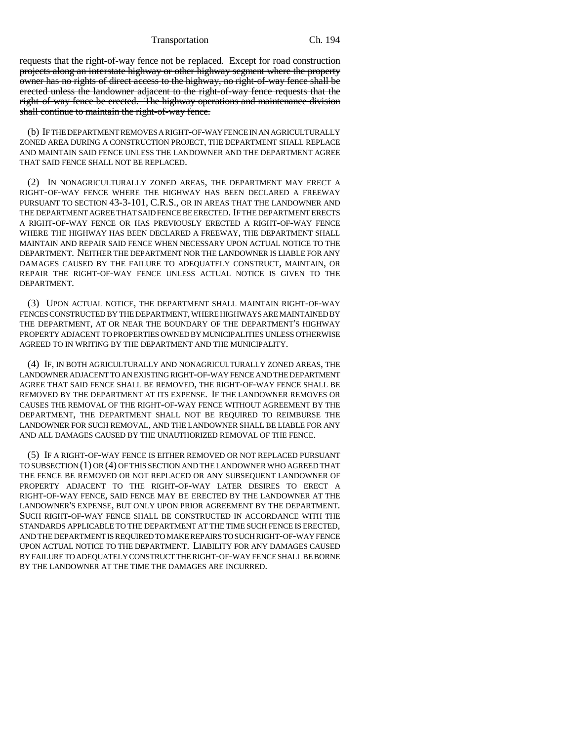~~requests that the right-of-way fence not be replaced. Except for road construction projects along an interstate highway or other highway segment where the property owner has no rights of direct access to the highway, no right-of-way fence shall be erected unless the landowner adjacent to the right-of-way fence requests that the right-of-way fence be erected. The highway operations and maintenance division shall continue to maintain the right-of-way fence.~~

(b) IF THE DEPARTMENT REMOVES A RIGHT-OF-WAY FENCE IN AN AGRICULTURALLY ZONED AREA DURING A CONSTRUCTION PROJECT, THE DEPARTMENT SHALL REPLACE AND MAINTAIN SAID FENCE UNLESS THE LANDOWNER AND THE DEPARTMENT AGREE THAT SAID FENCE SHALL NOT BE REPLACED.

(2) IN NONAGRICULTURALLY ZONED AREAS, THE DEPARTMENT MAY ERECT A RIGHT-OF-WAY FENCE WHERE THE HIGHWAY HAS BEEN DECLARED A FREEWAY PURSUANT TO SECTION 43-3-101, C.R.S., OR IN AREAS THAT THE LANDOWNER AND THE DEPARTMENT AGREE THAT SAID FENCE BE ERECTED. IF THE DEPARTMENT ERECTS A RIGHT-OF-WAY FENCE OR HAS PREVIOUSLY ERECTED A RIGHT-OF-WAY FENCE WHERE THE HIGHWAY HAS BEEN DECLARED A FREEWAY, THE DEPARTMENT SHALL MAINTAIN AND REPAIR SAID FENCE WHEN NECESSARY UPON ACTUAL NOTICE TO THE DEPARTMENT. NEITHER THE DEPARTMENT NOR THE LANDOWNER IS LIABLE FOR ANY DAMAGES CAUSED BY THE FAILURE TO ADEQUATELY CONSTRUCT, MAINTAIN, OR REPAIR THE RIGHT-OF-WAY FENCE UNLESS ACTUAL NOTICE IS GIVEN TO THE DEPARTMENT.

(3) UPON ACTUAL NOTICE, THE DEPARTMENT SHALL MAINTAIN RIGHT-OF-WAY FENCES CONSTRUCTED BY THE DEPARTMENT, WHERE HIGHWAYS ARE MAINTAINED BY THE DEPARTMENT, AT OR NEAR THE BOUNDARY OF THE DEPARTMENT'S HIGHWAY PROPERTY ADJACENT TO PROPERTIES OWNED BY MUNICIPALITIES UNLESS OTHERWISE AGREED TO IN WRITING BY THE DEPARTMENT AND THE MUNICIPALITY.

(4) IF, IN BOTH AGRICULTURALLY AND NONAGRICULTURALLY ZONED AREAS, THE LANDOWNER ADJACENT TO AN EXISTING RIGHT-OF-WAY FENCE AND THE DEPARTMENT AGREE THAT SAID FENCE SHALL BE REMOVED, THE RIGHT-OF-WAY FENCE SHALL BE REMOVED BY THE DEPARTMENT AT ITS EXPENSE. IF THE LANDOWNER REMOVES OR CAUSES THE REMOVAL OF THE RIGHT-OF-WAY FENCE WITHOUT AGREEMENT BY THE DEPARTMENT, THE DEPARTMENT SHALL NOT BE REQUIRED TO REIMBURSE THE LANDOWNER FOR SUCH REMOVAL, AND THE LANDOWNER SHALL BE LIABLE FOR ANY AND ALL DAMAGES CAUSED BY THE UNAUTHORIZED REMOVAL OF THE FENCE.

(5) IF A RIGHT-OF-WAY FENCE IS EITHER REMOVED OR NOT REPLACED PURSUANT TO SUBSECTION (1) OR (4) OF THIS SECTION AND THE LANDOWNER WHO AGREED THAT THE FENCE BE REMOVED OR NOT REPLACED OR ANY SUBSEQUENT LANDOWNER OF PROPERTY ADJACENT TO THE RIGHT-OF-WAY LATER DESIRES TO ERECT A RIGHT-OF-WAY FENCE, SAID FENCE MAY BE ERECTED BY THE LANDOWNER AT THE LANDOWNER'S EXPENSE, BUT ONLY UPON PRIOR AGREEMENT BY THE DEPARTMENT. SUCH RIGHT-OF-WAY FENCE SHALL BE CONSTRUCTED IN ACCORDANCE WITH THE STANDARDS APPLICABLE TO THE DEPARTMENT AT THE TIME SUCH FENCE IS ERECTED, AND THE DEPARTMENT IS REQUIRED TO MAKE REPAIRS TO SUCH RIGHT-OF-WAY FENCE UPON ACTUAL NOTICE TO THE DEPARTMENT. LIABILITY FOR ANY DAMAGES CAUSED BY FAILURE TO ADEQUATELY CONSTRUCT THE RIGHT-OF-WAY FENCE SHALL BE BORNE BY THE LANDOWNER AT THE TIME THE DAMAGES ARE INCURRED.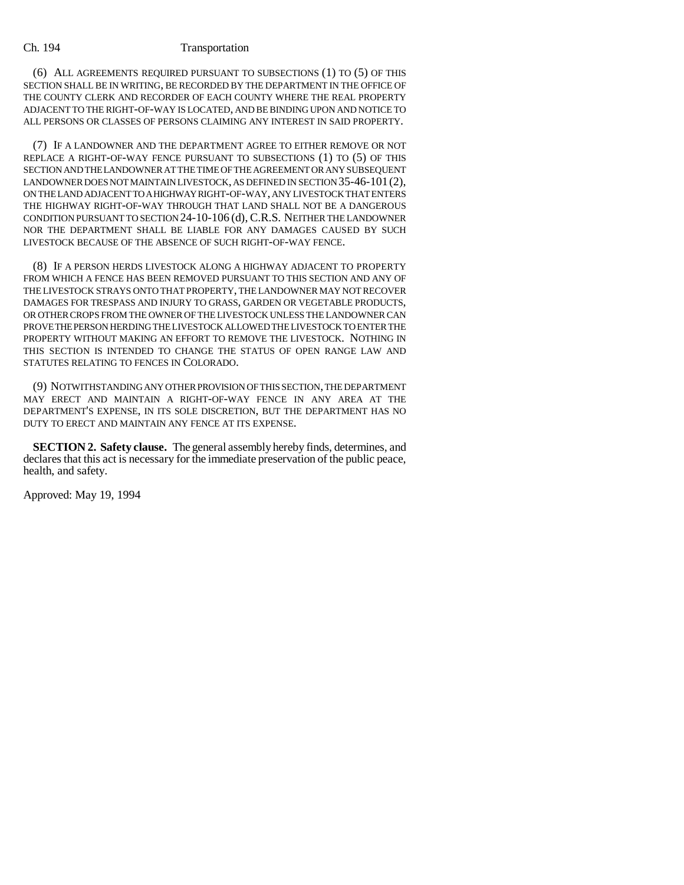(6) ALL AGREEMENTS REQUIRED PURSUANT TO SUBSECTIONS (1) TO (5) OF THIS SECTION SHALL BE IN WRITING, BE RECORDED BY THE DEPARTMENT IN THE OFFICE OF THE COUNTY CLERK AND RECORDER OF EACH COUNTY WHERE THE REAL PROPERTY ADJACENT TO THE RIGHT-OF-WAY IS LOCATED, AND BE BINDING UPON AND NOTICE TO ALL PERSONS OR CLASSES OF PERSONS CLAIMING ANY INTEREST IN SAID PROPERTY.

(7) IF A LANDOWNER AND THE DEPARTMENT AGREE TO EITHER REMOVE OR NOT REPLACE A RIGHT-OF-WAY FENCE PURSUANT TO SUBSECTIONS (1) TO (5) OF THIS SECTION AND THE LANDOWNER AT THE TIME OF THE AGREEMENT OR ANY SUBSEQUENT LANDOWNER DOES NOT MAINTAIN LIVESTOCK, AS DEFINED IN SECTION 35-46-101 (2), ON THE LAND ADJACENT TO A HIGHWAY RIGHT-OF-WAY, ANY LIVESTOCK THAT ENTERS THE HIGHWAY RIGHT-OF-WAY THROUGH THAT LAND SHALL NOT BE A DANGEROUS CONDITION PURSUANT TO SECTION 24-10-106 (d), C.R.S. NEITHER THE LANDOWNER NOR THE DEPARTMENT SHALL BE LIABLE FOR ANY DAMAGES CAUSED BY SUCH LIVESTOCK BECAUSE OF THE ABSENCE OF SUCH RIGHT-OF-WAY FENCE.

(8) IF A PERSON HERDS LIVESTOCK ALONG A HIGHWAY ADJACENT TO PROPERTY FROM WHICH A FENCE HAS BEEN REMOVED PURSUANT TO THIS SECTION AND ANY OF THE LIVESTOCK STRAYS ONTO THAT PROPERTY, THE LANDOWNER MAY NOT RECOVER DAMAGES FOR TRESPASS AND INJURY TO GRASS, GARDEN OR VEGETABLE PRODUCTS, OR OTHER CROPS FROM THE OWNER OF THE LIVESTOCK UNLESS THE LANDOWNER CAN PROVE THE PERSON HERDING THE LIVESTOCK ALLOWED THE LIVESTOCK TO ENTER THE PROPERTY WITHOUT MAKING AN EFFORT TO REMOVE THE LIVESTOCK. NOTHING IN THIS SECTION IS INTENDED TO CHANGE THE STATUS OF OPEN RANGE LAW AND STATUTES RELATING TO FENCES IN COLORADO.

(9) NOTWITHSTANDING ANY OTHER PROVISION OF THIS SECTION, THE DEPARTMENT MAY ERECT AND MAINTAIN A RIGHT-OF-WAY FENCE IN ANY AREA AT THE DEPARTMENT'S EXPENSE, IN ITS SOLE DISCRETION, BUT THE DEPARTMENT HAS NO DUTY TO ERECT AND MAINTAIN ANY FENCE AT ITS EXPENSE.

**SECTION 2. Safety clause.** The general assembly hereby finds, determines, and declares that this act is necessary for the immediate preservation of the public peace, health, and safety.

Approved: May 19, 1994